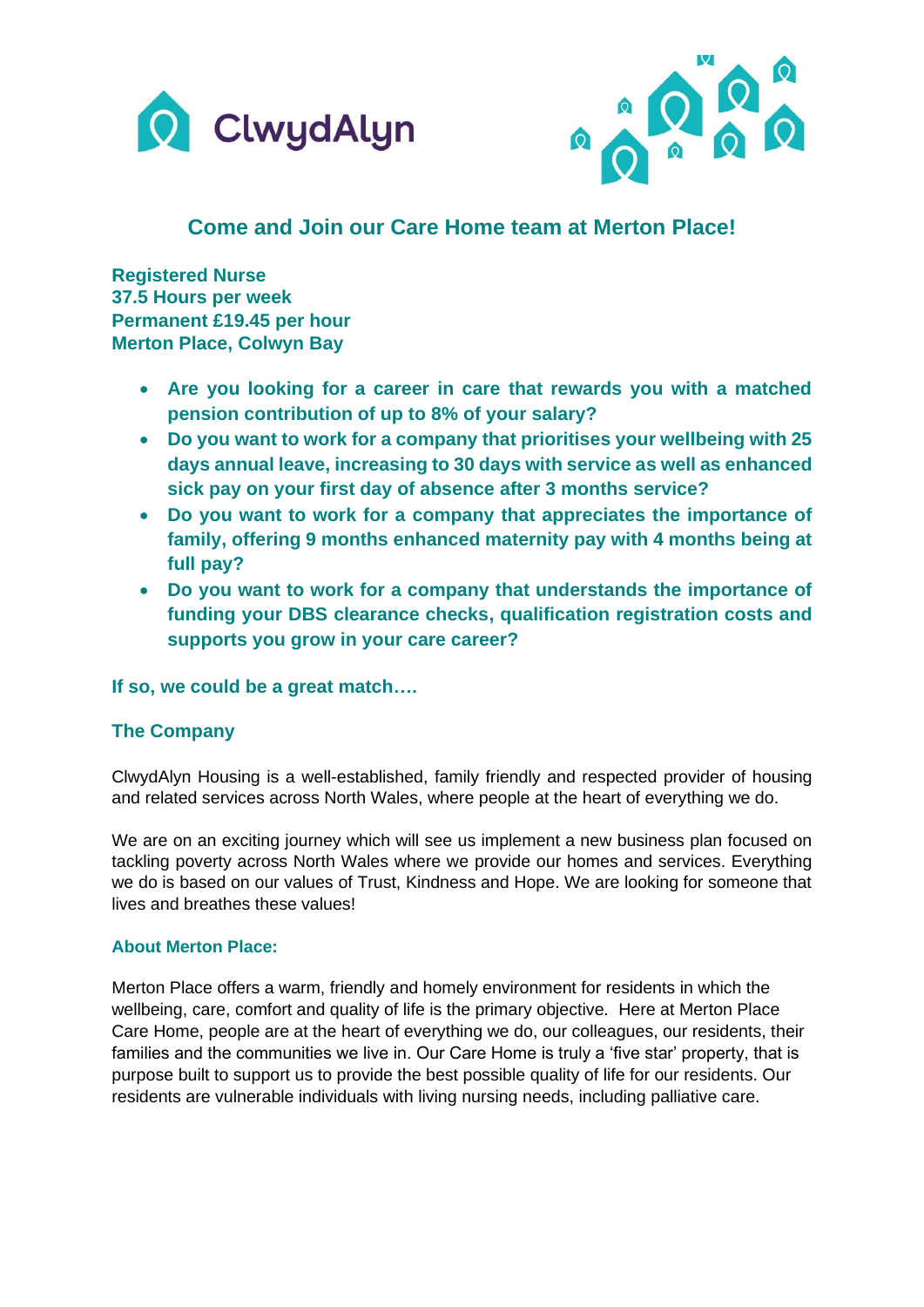ClwydAlyn

## Come and Join our Care Home team at Merton Place!

**Registered Nurse**
**37.5 Hours per week**
**Permanent £19.45 per hour**
**Merton Place, Colwyn Bay**

- **Are you looking for a career in care that rewards you with a matched pension contribution of up to 8% of your salary?**
- **Do you want to work for a company that prioritises your wellbeing with 25 days annual leave, increasing to 30 days with service as well as enhanced sick pay on your first day of absence after 3 months service?**
- **Do you want to work for a company that appreciates the importance of family, offering 9 months enhanced maternity pay with 4 months being at full pay?**
- **Do you want to work for a company that understands the importance of funding your DBS clearance checks, qualification registration costs and supports you grow in your care career?**

**If so, we could be a great match….**

### The Company

ClwydAlyn Housing is a well-established, family friendly and respected provider of housing and related services across North Wales, where people at the heart of everything we do.

We are on an exciting journey which will see us implement a new business plan focused on tackling poverty across North Wales where we provide our homes and services. Everything we do is based on our values of Trust, Kindness and Hope. We are looking for someone that lives and breathes these values!

#### About Merton Place:

Merton Place offers a warm, friendly and homely environment for residents in which the wellbeing, care, comfort and quality of life is the primary objective. Here at Merton Place Care Home, people are at the heart of everything we do, our colleagues, our residents, their families and the communities we live in. Our Care Home is truly a 'five star' property, that is purpose built to support us to provide the best possible quality of life for our residents. Our residents are vulnerable individuals with living nursing needs, including palliative care.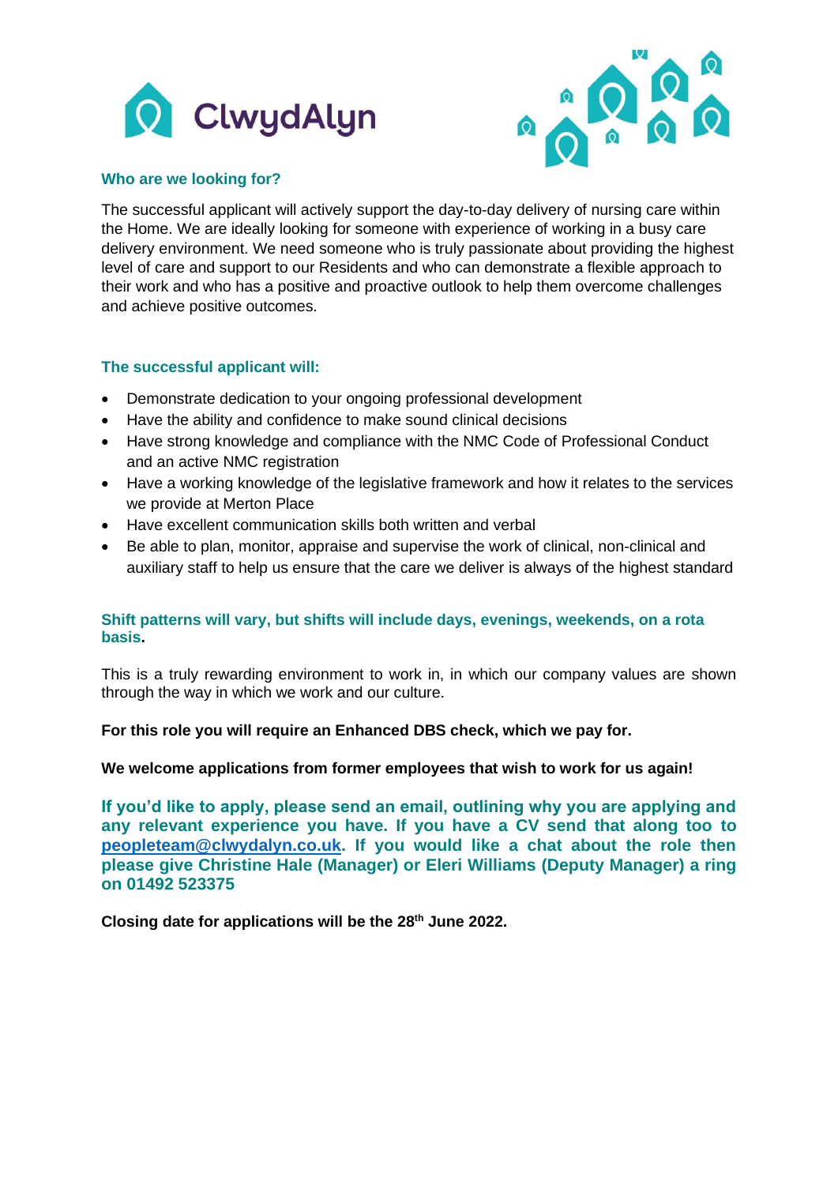ClwydAlyn

## Who are we looking for?

The successful applicant will actively support the day-to-day delivery of nursing care within the Home. We are ideally looking for someone with experience of working in a busy care delivery environment. We need someone who is truly passionate about providing the highest level of care and support to our Residents and who can demonstrate a flexible approach to their work and who has a positive and proactive outlook to help them overcome challenges and achieve positive outcomes.

## The successful applicant will:

- Demonstrate dedication to your ongoing professional development
- Have the ability and confidence to make sound clinical decisions
- Have strong knowledge and compliance with the NMC Code of Professional Conduct and an active NMC registration
- Have a working knowledge of the legislative framework and how it relates to the services we provide at Merton Place
- Have excellent communication skills both written and verbal
- Be able to plan, monitor, appraise and supervise the work of clinical, non-clinical and auxiliary staff to help us ensure that the care we deliver is always of the highest standard

**Shift patterns will vary, but shifts will include days, evenings, weekends, on a rota basis.**

This is a truly rewarding environment to work in, in which our company values are shown through the way in which we work and our culture.

**For this role you will require an Enhanced DBS check, which we pay for.**

**We welcome applications from former employees that wish to work for us again!**

**If you'd like to apply, please send an email, outlining why you are applying and any relevant experience you have. If you have a CV send that along too to peopleteam@clwydalyn.co.uk. If you would like a chat about the role then please give Christine Hale (Manager) or Eleri Williams (Deputy Manager) a ring on 01492 523375**

**Closing date for applications will be the 28th June 2022.**